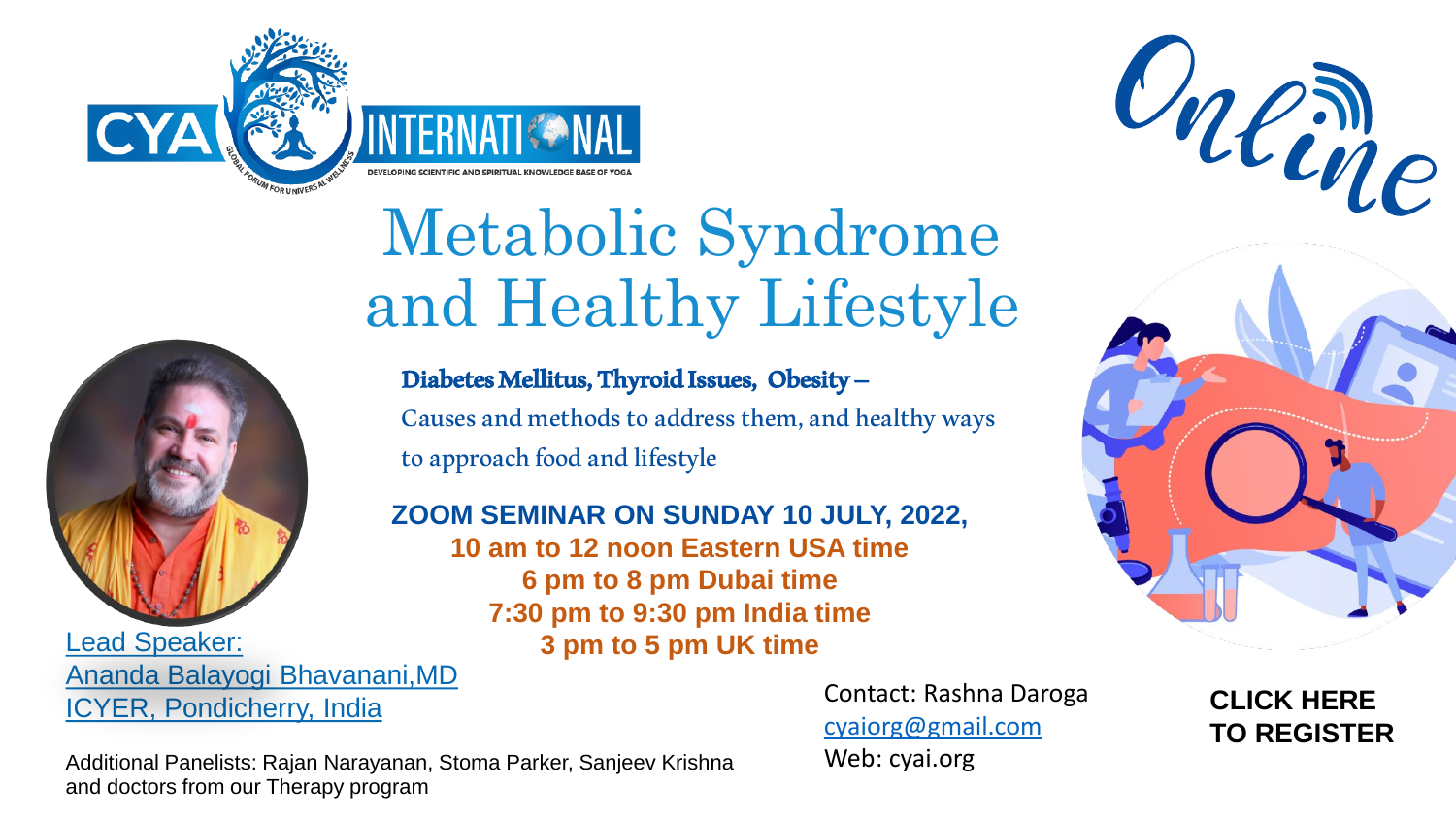CYA INTERNATIONAL

GLOBAL FORUM FOR UNIVERSAL WELLNESS

DEVELOPING SCIENTIFIC AND SPIRITUAL KNOWLEDGE BASE OF YOGA

Online

# Metabolic Syndrome and Healthy Lifestyle

**Diabetes Mellitus, Thyroid Issues, Obesity –**

Causes and methods to address them, and healthy ways to approach food and lifestyle

**ZOOM SEMINAR ON SUNDAY 10 JULY, 2022,**

**10 am to 12 noon Eastern USA time**

**6 pm to 8 pm Dubai time**

**7:30 pm to 9:30 pm India time**

**3 pm to 5 pm UK time**

Lead Speaker:
Ananda Balayogi Bhavanani,MD
ICYER, Pondicherry, India

Contact: Rashna Daroga
cyaiorg@gmail.com
Web: cyai.org

**CLICK HERE TO REGISTER**

Additional Panelists: Rajan Narayanan, Stoma Parker, Sanjeev Krishna and doctors from our Therapy program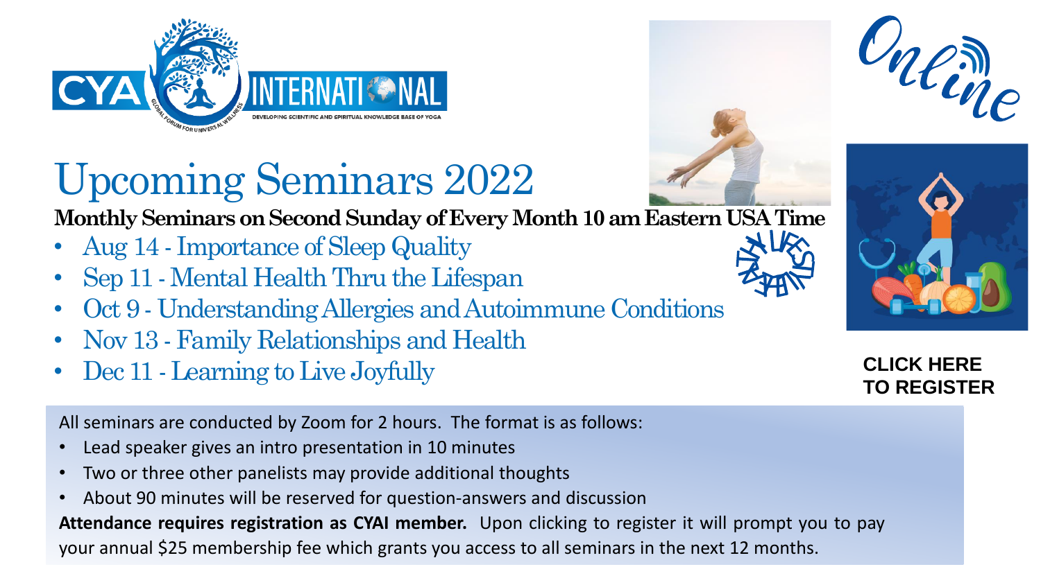CYA INTERNATIONAL

GLOBAL FORUM FOR UNIVERSAL WELLNESS

DEVELOPING SCIENTIFIC AND SPIRITUAL KNOWLEDGE BASE OF YOGA

Online

# Upcoming Seminars 2022

**Monthly Seminars on Second Sunday of Every Month 10 am Eastern USA Time**

- Aug 14 - Importance of Sleep Quality
- Sep 11 - Mental Health Thru the Lifespan
- Oct 9 - Understanding Allergies and Autoimmune Conditions
- Nov 13 - Family Relationships and Health
- Dec 11 - Learning to Live Joyfully

**CLICK HERE TO REGISTER**

All seminars are conducted by Zoom for 2 hours. The format is as follows:

- Lead speaker gives an intro presentation in 10 minutes
- Two or three other panelists may provide additional thoughts
- About 90 minutes will be reserved for question-answers and discussion

**Attendance requires registration as CYAI member.** Upon clicking to register it will prompt you to pay your annual $25 membership fee which grants you access to all seminars in the next 12 months.